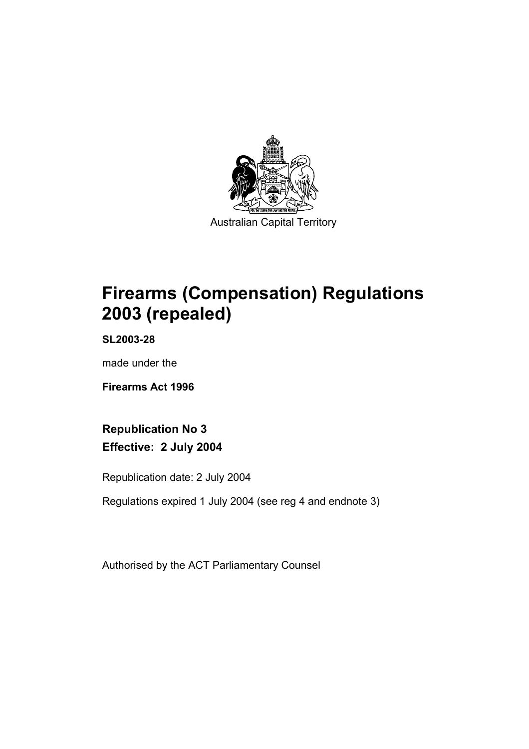Australian Capital Territory

# Firearms (Compensation) Regulations 2003 (repealed)

**SL2003-28**

made under the

**Firearms Act 1996**

## Republication No 3
## Effective: 2 July 2004

Republication date: 2 July 2004

Regulations expired 1 July 2004 (see reg 4 and endnote 3)

Authorised by the ACT Parliamentary Counsel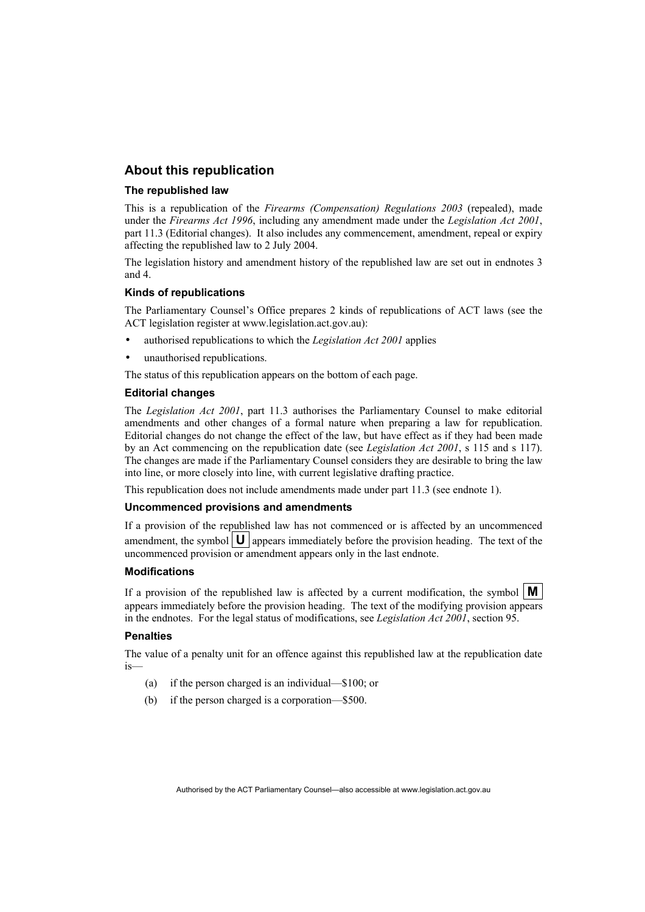## About this republication

### The republished law

This is a republication of the *Firearms (Compensation) Regulations 2003* (repealed), made under the *Firearms Act 1996*, including any amendment made under the *Legislation Act 2001*, part 11.3 (Editorial changes). It also includes any commencement, amendment, repeal or expiry affecting the republished law to 2 July 2004.

The legislation history and amendment history of the republished law are set out in endnotes 3 and 4.

### Kinds of republications

The Parliamentary Counsel's Office prepares 2 kinds of republications of ACT laws (see the ACT legislation register at www.legislation.act.gov.au):

- authorised republications to which the *Legislation Act 2001* applies
- unauthorised republications.

The status of this republication appears on the bottom of each page.

### Editorial changes

The *Legislation Act 2001*, part 11.3 authorises the Parliamentary Counsel to make editorial amendments and other changes of a formal nature when preparing a law for republication. Editorial changes do not change the effect of the law, but have effect as if they had been made by an Act commencing on the republication date (see *Legislation Act 2001*, s 115 and s 117). The changes are made if the Parliamentary Counsel considers they are desirable to bring the law into line, or more closely into line, with current legislative drafting practice.

This republication does not include amendments made under part 11.3 (see endnote 1).

### Uncommenced provisions and amendments

If a provision of the republished law has not commenced or is affected by an uncommenced amendment, the symbol **U** appears immediately before the provision heading. The text of the uncommenced provision or amendment appears only in the last endnote.

### Modifications

If a provision of the republished law is affected by a current modification, the symbol **M** appears immediately before the provision heading. The text of the modifying provision appears in the endnotes. For the legal status of modifications, see *Legislation Act 2001*, section 95.

### Penalties

The value of a penalty unit for an offence against this republished law at the republication date is—

(a) if the person charged is an individual—$100; or

(b) if the person charged is a corporation—$500.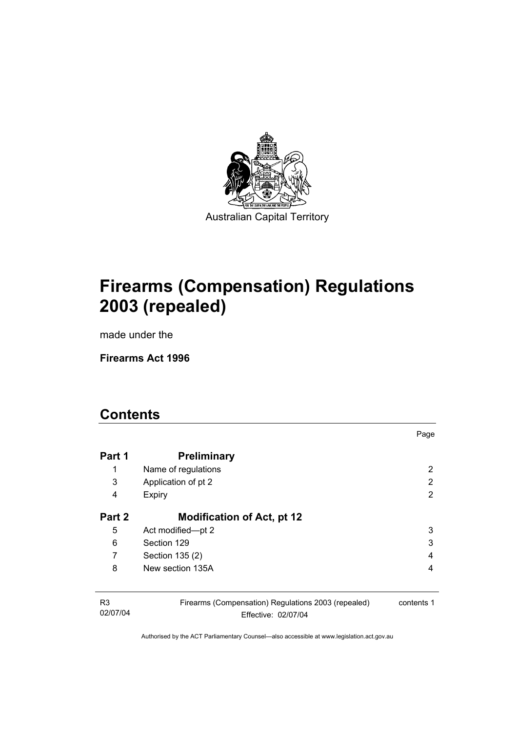Australian Capital Territory

# Firearms (Compensation) Regulations 2003 (repealed)

made under the

**Firearms Act 1996**

# Contents

| | | Page |
|---|---|---|
| **Part 1** | **Preliminary** | |
| 1 | Name of regulations | 2 |
| 3 | Application of pt 2 | 2 |
| 4 | Expiry | 2 |
| **Part 2** | **Modification of Act, pt 12** | |
| 5 | Act modified—pt 2 | 3 |
| 6 | Section 129 | 3 |
| 7 | Section 135 (2) | 4 |
| 8 | New section 135A | 4 |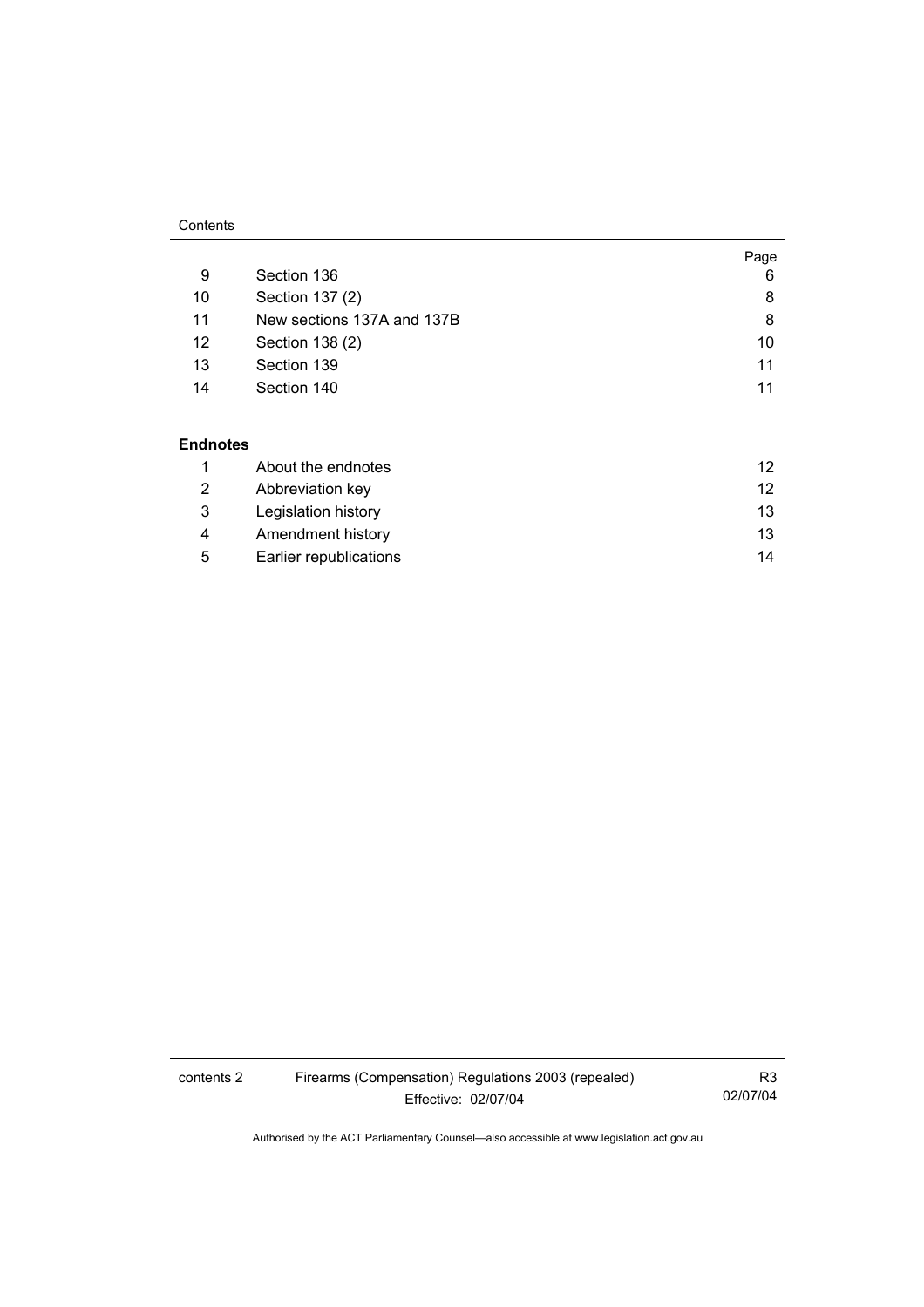| | | Page |
|---|---|---|
| 9 | Section 136 | 6 |
| 10 | Section 137 (2) | 8 |
| 11 | New sections 137A and 137B | 8 |
| 12 | Section 138 (2) | 10 |
| 13 | Section 139 | 11 |
| 14 | Section 140 | 11 |

**Endnotes**

| | | |
|---|---|---|
| 1 | About the endnotes | 12 |
| 2 | Abbreviation key | 12 |
| 3 | Legislation history | 13 |
| 4 | Amendment history | 13 |
| 5 | Earlier republications | 14 |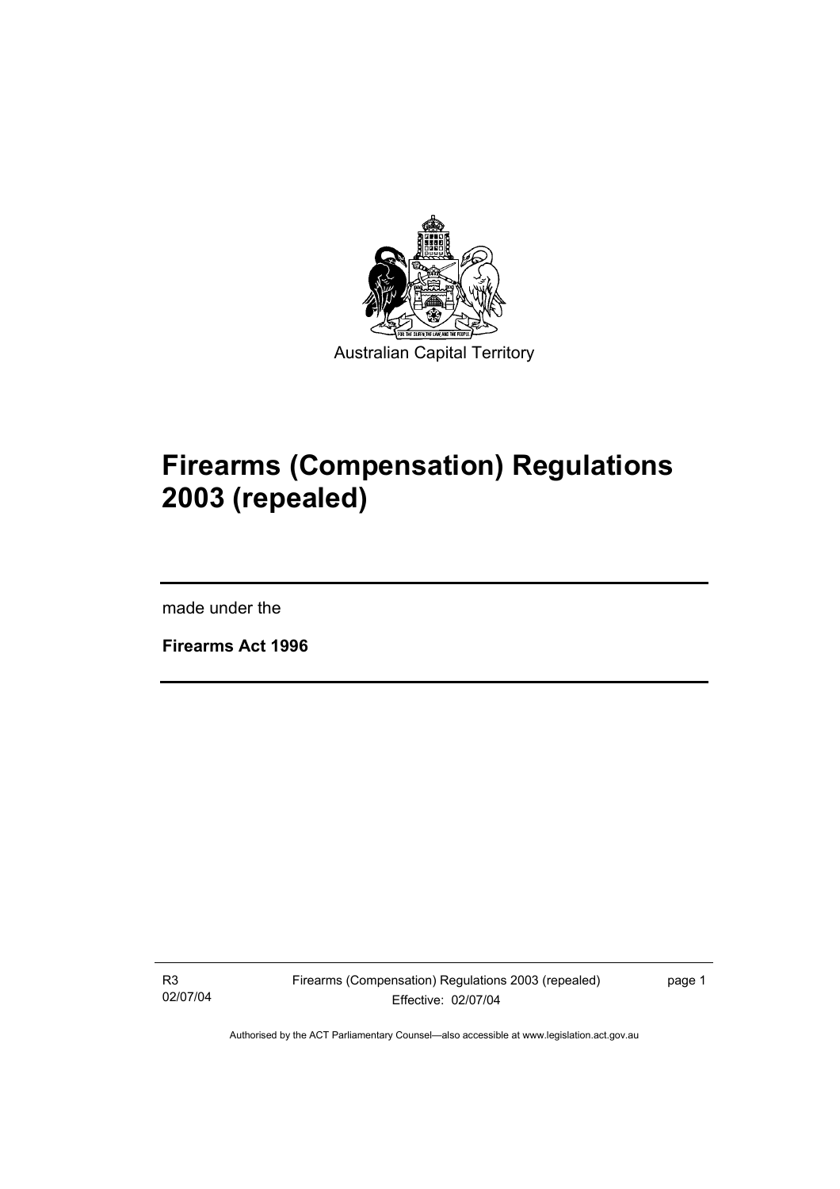Australian Capital Territory

# Firearms (Compensation) Regulations 2003 (repealed)

made under the

**Firearms Act 1996**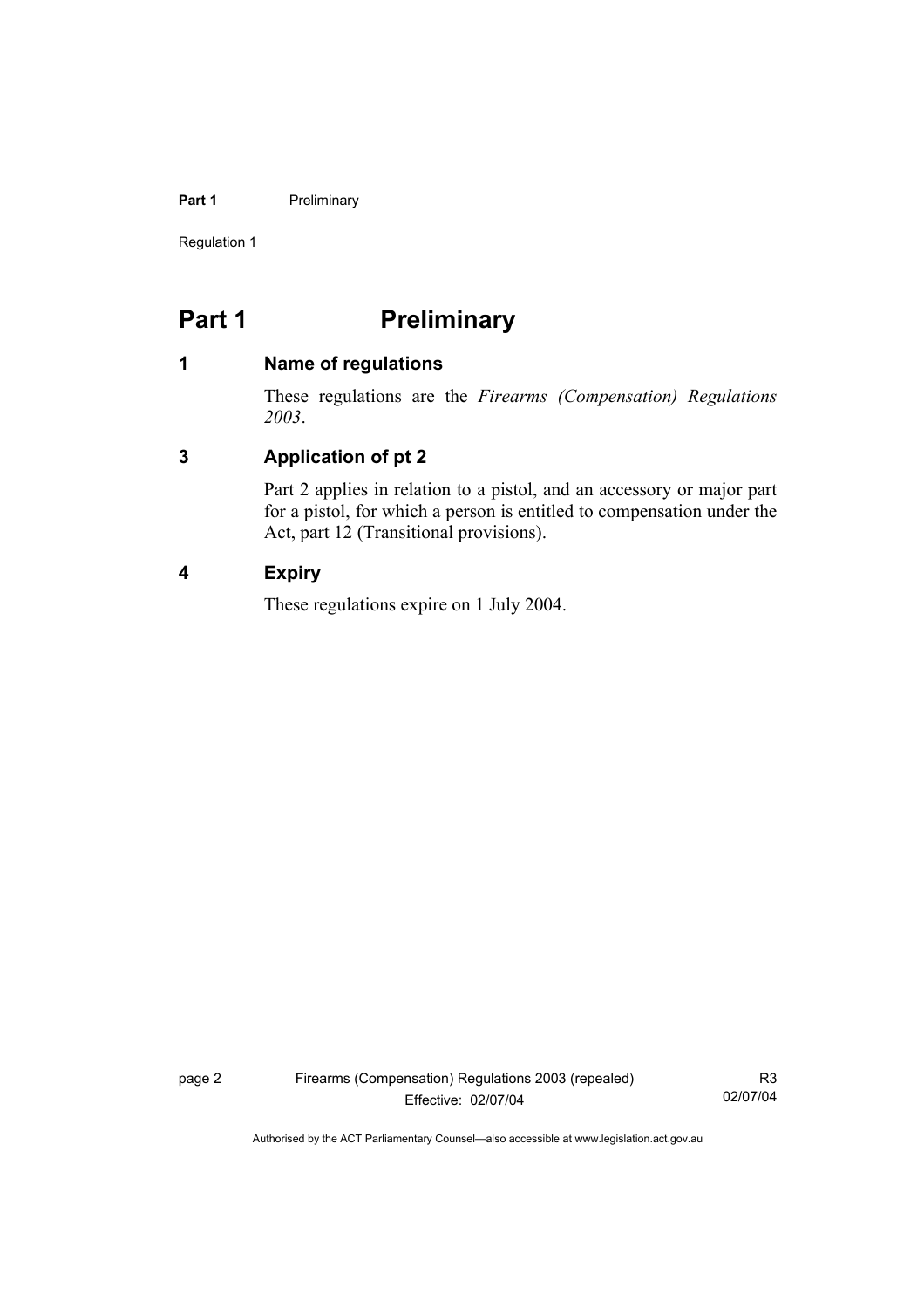# Part 1 Preliminary

## 1 Name of regulations

These regulations are the *Firearms (Compensation) Regulations 2003*.

## 3 Application of pt 2

Part 2 applies in relation to a pistol, and an accessory or major part for a pistol, for which a person is entitled to compensation under the Act, part 12 (Transitional provisions).

## 4 Expiry

These regulations expire on 1 July 2004.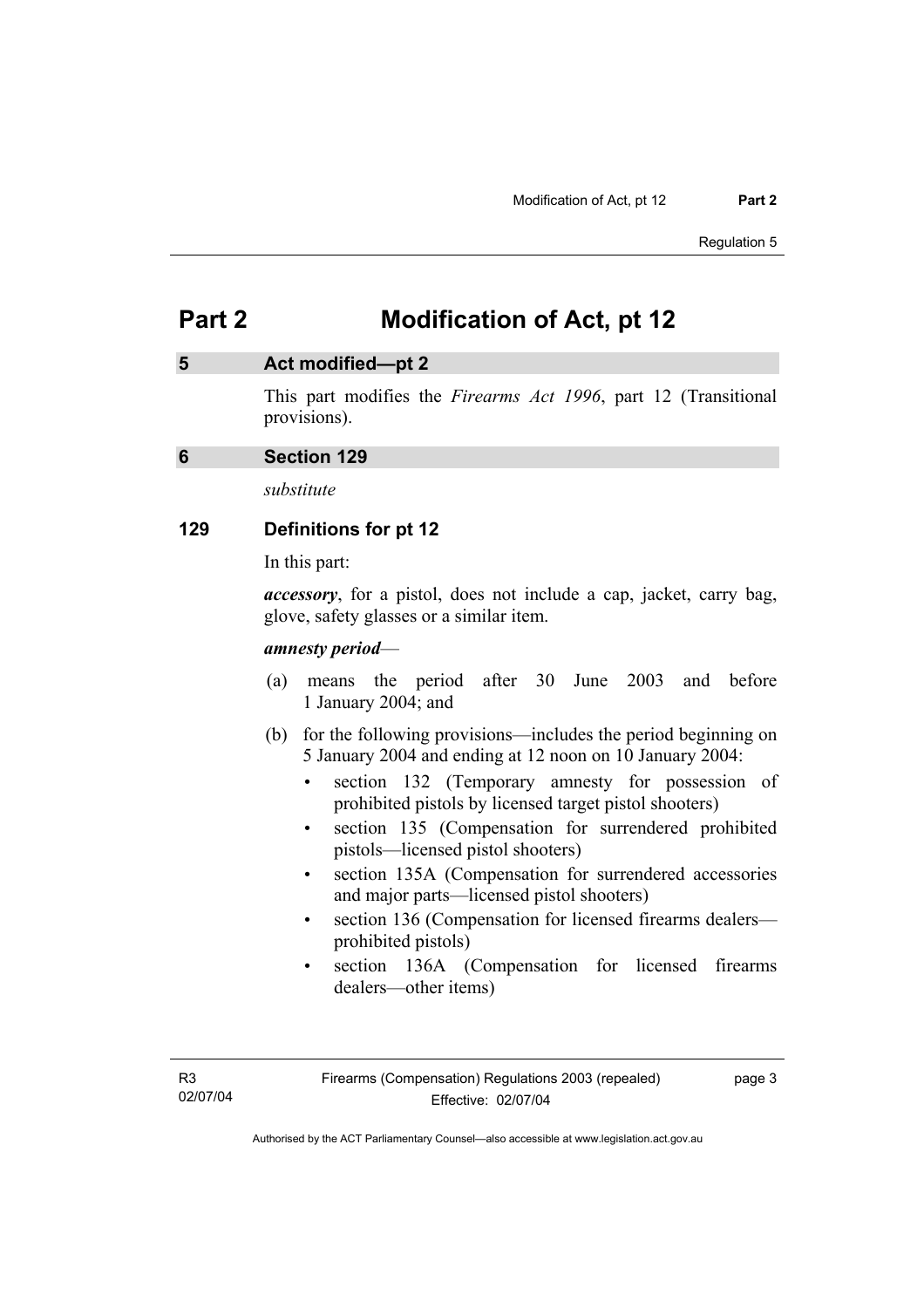# Part 2 Modification of Act, pt 12

## 5 Act modified—pt 2

This part modifies the *Firearms Act 1996*, part 12 (Transitional provisions).

## 6 Section 129

*substitute*

### 129 Definitions for pt 12

In this part:

***accessory***, for a pistol, does not include a cap, jacket, carry bag, glove, safety glasses or a similar item.

***amnesty period***—

(a) means the period after 30 June 2003 and before 1 January 2004; and

(b) for the following provisions—includes the period beginning on 5 January 2004 and ending at 12 noon on 10 January 2004:

- section 132 (Temporary amnesty for possession of prohibited pistols by licensed target pistol shooters)
- section 135 (Compensation for surrendered prohibited pistols—licensed pistol shooters)
- section 135A (Compensation for surrendered accessories and major parts—licensed pistol shooters)
- section 136 (Compensation for licensed firearms dealers—prohibited pistols)
- section 136A (Compensation for licensed firearms dealers—other items)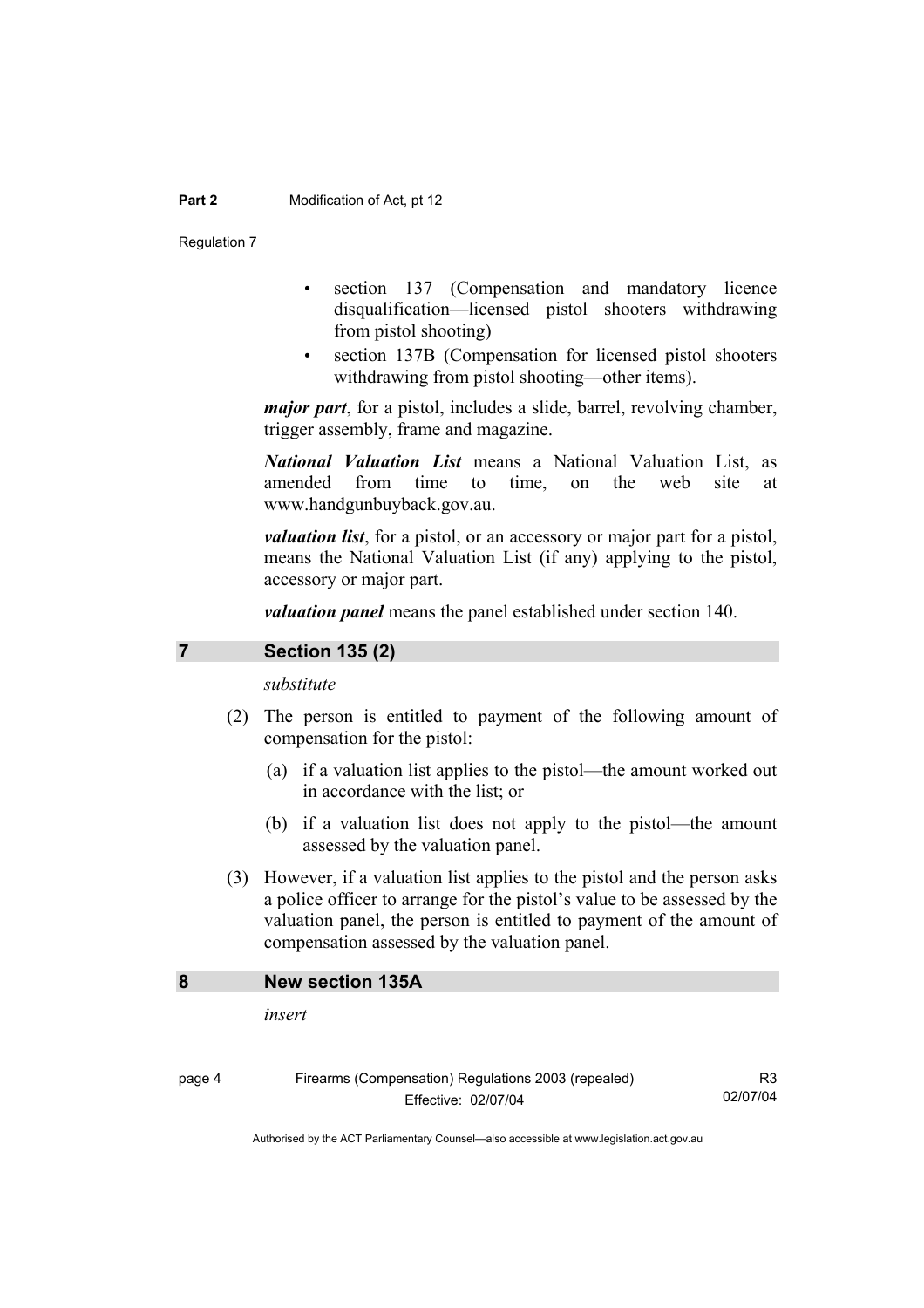- section 137 (Compensation and mandatory licence disqualification—licensed pistol shooters withdrawing from pistol shooting)
- section 137B (Compensation for licensed pistol shooters withdrawing from pistol shooting—other items).

***major part***, for a pistol, includes a slide, barrel, revolving chamber, trigger assembly, frame and magazine.

***National Valuation List*** means a National Valuation List, as amended from time to time, on the web site at www.handgunbuyback.gov.au.

***valuation list***, for a pistol, or an accessory or major part for a pistol, means the National Valuation List (if any) applying to the pistol, accessory or major part.

***valuation panel*** means the panel established under section 140.

## 7 Section 135 (2)

*substitute*

(2) The person is entitled to payment of the following amount of compensation for the pistol:

(a) if a valuation list applies to the pistol—the amount worked out in accordance with the list; or

(b) if a valuation list does not apply to the pistol—the amount assessed by the valuation panel.

(3) However, if a valuation list applies to the pistol and the person asks a police officer to arrange for the pistol's value to be assessed by the valuation panel, the person is entitled to payment of the amount of compensation assessed by the valuation panel.

## 8 New section 135A

*insert*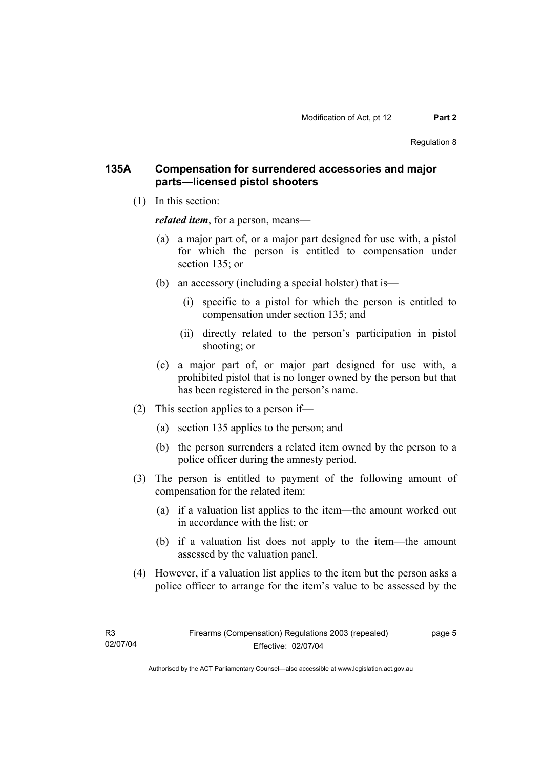## 135A Compensation for surrendered accessories and major parts—licensed pistol shooters

(1) In this section:

***related item***, for a person, means—

(a) a major part of, or a major part designed for use with, a pistol for which the person is entitled to compensation under section 135; or

(b) an accessory (including a special holster) that is—

(i) specific to a pistol for which the person is entitled to compensation under section 135; and

(ii) directly related to the person's participation in pistol shooting; or

(c) a major part of, or major part designed for use with, a prohibited pistol that is no longer owned by the person but that has been registered in the person's name.

(2) This section applies to a person if—

(a) section 135 applies to the person; and

(b) the person surrenders a related item owned by the person to a police officer during the amnesty period.

(3) The person is entitled to payment of the following amount of compensation for the related item:

(a) if a valuation list applies to the item—the amount worked out in accordance with the list; or

(b) if a valuation list does not apply to the item—the amount assessed by the valuation panel.

(4) However, if a valuation list applies to the item but the person asks a police officer to arrange for the item's value to be assessed by the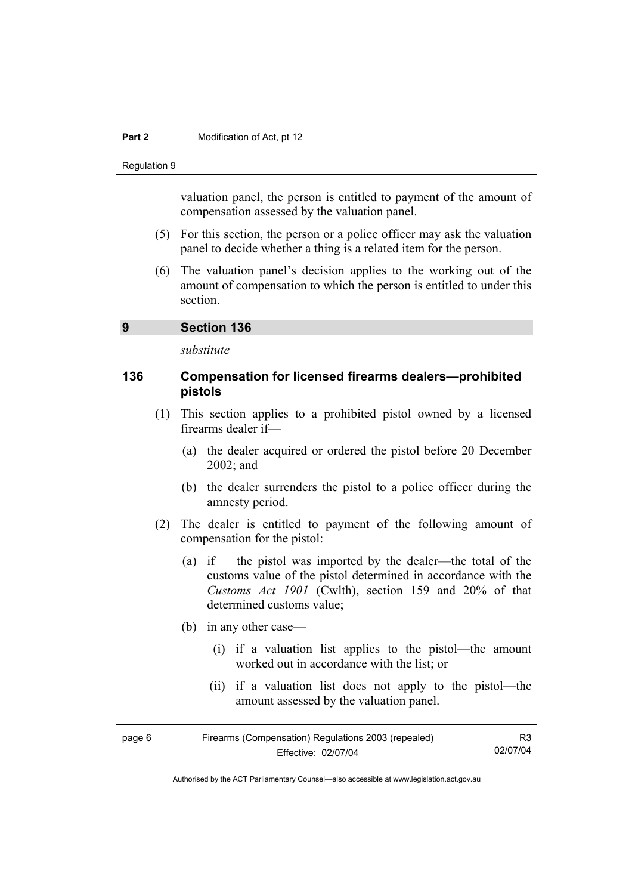valuation panel, the person is entitled to payment of the amount of compensation assessed by the valuation panel.

(5) For this section, the person or a police officer may ask the valuation panel to decide whether a thing is a related item for the person.

(6) The valuation panel's decision applies to the working out of the amount of compensation to which the person is entitled to under this section.

## 9 Section 136

*substitute*

### 136 Compensation for licensed firearms dealers—prohibited pistols

(1) This section applies to a prohibited pistol owned by a licensed firearms dealer if—

(a) the dealer acquired or ordered the pistol before 20 December 2002; and

(b) the dealer surrenders the pistol to a police officer during the amnesty period.

(2) The dealer is entitled to payment of the following amount of compensation for the pistol:

(a) if the pistol was imported by the dealer—the total of the customs value of the pistol determined in accordance with the *Customs Act 1901* (Cwlth), section 159 and 20% of that determined customs value;

(b) in any other case—

(i) if a valuation list applies to the pistol—the amount worked out in accordance with the list; or

(ii) if a valuation list does not apply to the pistol—the amount assessed by the valuation panel.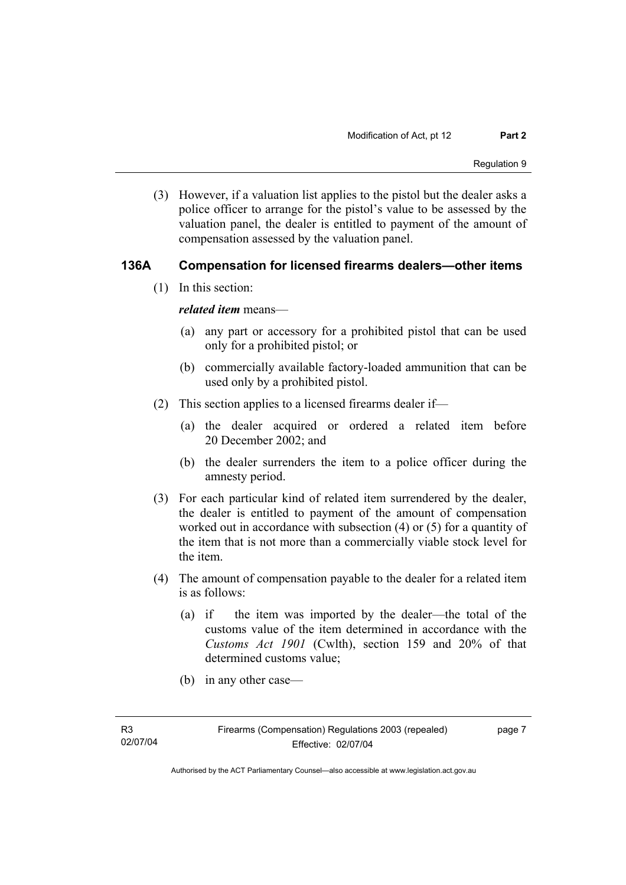(3) However, if a valuation list applies to the pistol but the dealer asks a police officer to arrange for the pistol's value to be assessed by the valuation panel, the dealer is entitled to payment of the amount of compensation assessed by the valuation panel.

### 136A Compensation for licensed firearms dealers—other items

(1) In this section:

***related item*** means—

(a) any part or accessory for a prohibited pistol that can be used only for a prohibited pistol; or

(b) commercially available factory-loaded ammunition that can be used only by a prohibited pistol.

(2) This section applies to a licensed firearms dealer if—

(a) the dealer acquired or ordered a related item before 20 December 2002; and

(b) the dealer surrenders the item to a police officer during the amnesty period.

(3) For each particular kind of related item surrendered by the dealer, the dealer is entitled to payment of the amount of compensation worked out in accordance with subsection (4) or (5) for a quantity of the item that is not more than a commercially viable stock level for the item.

(4) The amount of compensation payable to the dealer for a related item is as follows:

(a) if the item was imported by the dealer—the total of the customs value of the item determined in accordance with the *Customs Act 1901* (Cwlth), section 159 and 20% of that determined customs value;

(b) in any other case—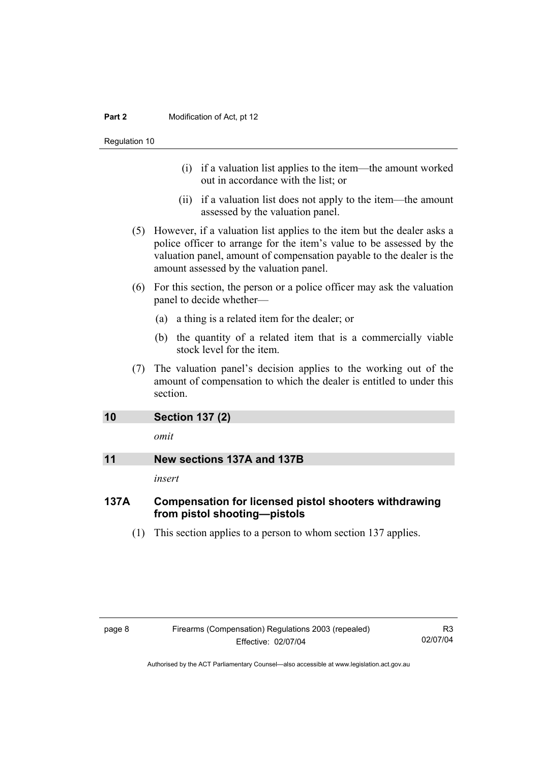(i) if a valuation list applies to the item—the amount worked out in accordance with the list; or

(ii) if a valuation list does not apply to the item—the amount assessed by the valuation panel.

(5) However, if a valuation list applies to the item but the dealer asks a police officer to arrange for the item's value to be assessed by the valuation panel, amount of compensation payable to the dealer is the amount assessed by the valuation panel.

(6) For this section, the person or a police officer may ask the valuation panel to decide whether—

(a) a thing is a related item for the dealer; or

(b) the quantity of a related item that is a commercially viable stock level for the item.

(7) The valuation panel's decision applies to the working out of the amount of compensation to which the dealer is entitled to under this section.

## 10 Section 137 (2)

*omit*

## 11 New sections 137A and 137B

*insert*

### 137A Compensation for licensed pistol shooters withdrawing from pistol shooting—pistols

(1) This section applies to a person to whom section 137 applies.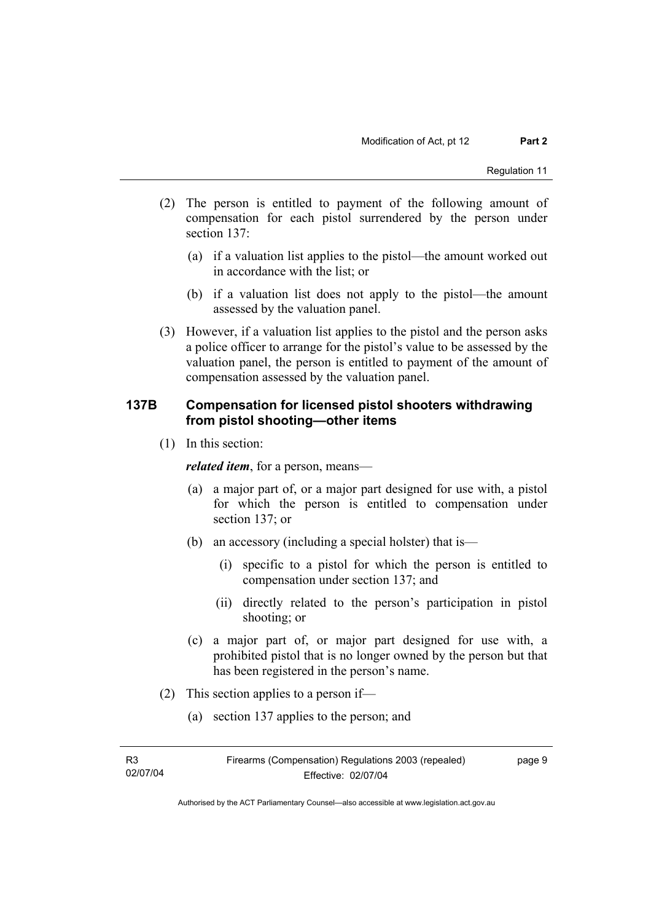(2) The person is entitled to payment of the following amount of compensation for each pistol surrendered by the person under section 137:

(a) if a valuation list applies to the pistol—the amount worked out in accordance with the list; or

(b) if a valuation list does not apply to the pistol—the amount assessed by the valuation panel.

(3) However, if a valuation list applies to the pistol and the person asks a police officer to arrange for the pistol's value to be assessed by the valuation panel, the person is entitled to payment of the amount of compensation assessed by the valuation panel.

### 137B Compensation for licensed pistol shooters withdrawing from pistol shooting—other items

(1) In this section:

***related item***, for a person, means—

(a) a major part of, or a major part designed for use with, a pistol for which the person is entitled to compensation under section 137; or

(b) an accessory (including a special holster) that is—

(i) specific to a pistol for which the person is entitled to compensation under section 137; and

(ii) directly related to the person's participation in pistol shooting; or

(c) a major part of, or major part designed for use with, a prohibited pistol that is no longer owned by the person but that has been registered in the person's name.

(2) This section applies to a person if—

(a) section 137 applies to the person; and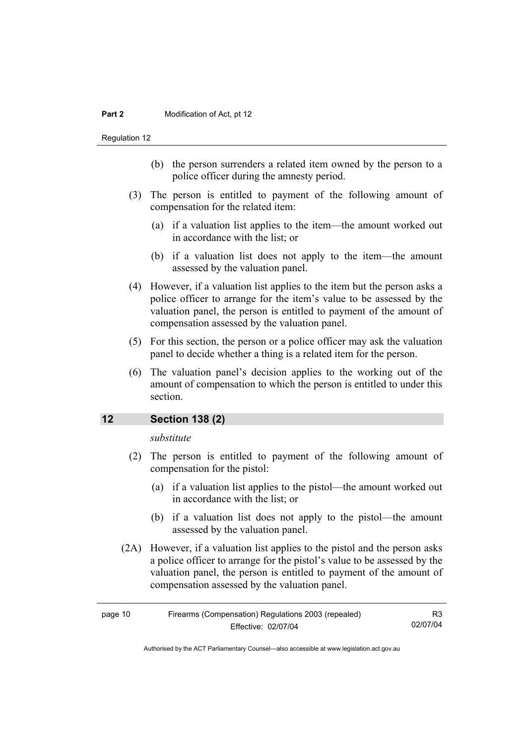(b) the person surrenders a related item owned by the person to a police officer during the amnesty period.

(3) The person is entitled to payment of the following amount of compensation for the related item:

(a) if a valuation list applies to the item—the amount worked out in accordance with the list; or

(b) if a valuation list does not apply to the item—the amount assessed by the valuation panel.

(4) However, if a valuation list applies to the item but the person asks a police officer to arrange for the item's value to be assessed by the valuation panel, the person is entitled to payment of the amount of compensation assessed by the valuation panel.

(5) For this section, the person or a police officer may ask the valuation panel to decide whether a thing is a related item for the person.

(6) The valuation panel's decision applies to the working out of the amount of compensation to which the person is entitled to under this section.

## 12 Section 138 (2)

*substitute*

(2) The person is entitled to payment of the following amount of compensation for the pistol:

(a) if a valuation list applies to the pistol—the amount worked out in accordance with the list; or

(b) if a valuation list does not apply to the pistol—the amount assessed by the valuation panel.

(2A) However, if a valuation list applies to the pistol and the person asks a police officer to arrange for the pistol's value to be assessed by the valuation panel, the person is entitled to payment of the amount of compensation assessed by the valuation panel.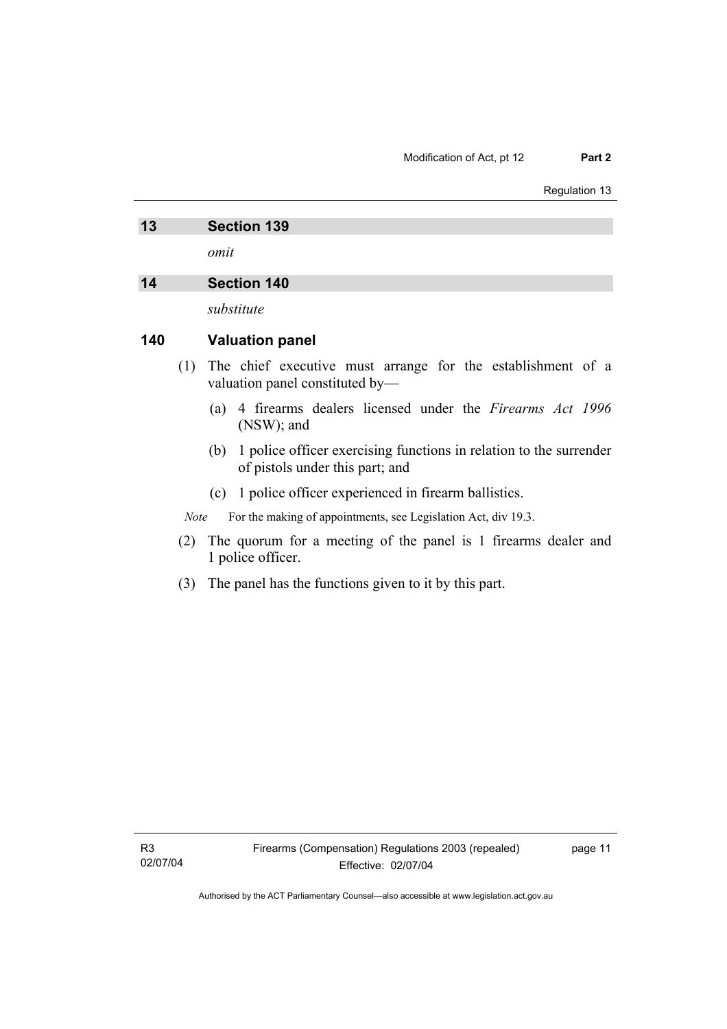## 13 Section 139

*omit*

## 14 Section 140

*substitute*

### 140 Valuation panel

(1) The chief executive must arrange for the establishment of a valuation panel constituted by—

(a) 4 firearms dealers licensed under the *Firearms Act 1996* (NSW); and

(b) 1 police officer exercising functions in relation to the surrender of pistols under this part; and

(c) 1 police officer experienced in firearm ballistics.

*Note* For the making of appointments, see Legislation Act, div 19.3.

(2) The quorum for a meeting of the panel is 1 firearms dealer and 1 police officer.

(3) The panel has the functions given to it by this part.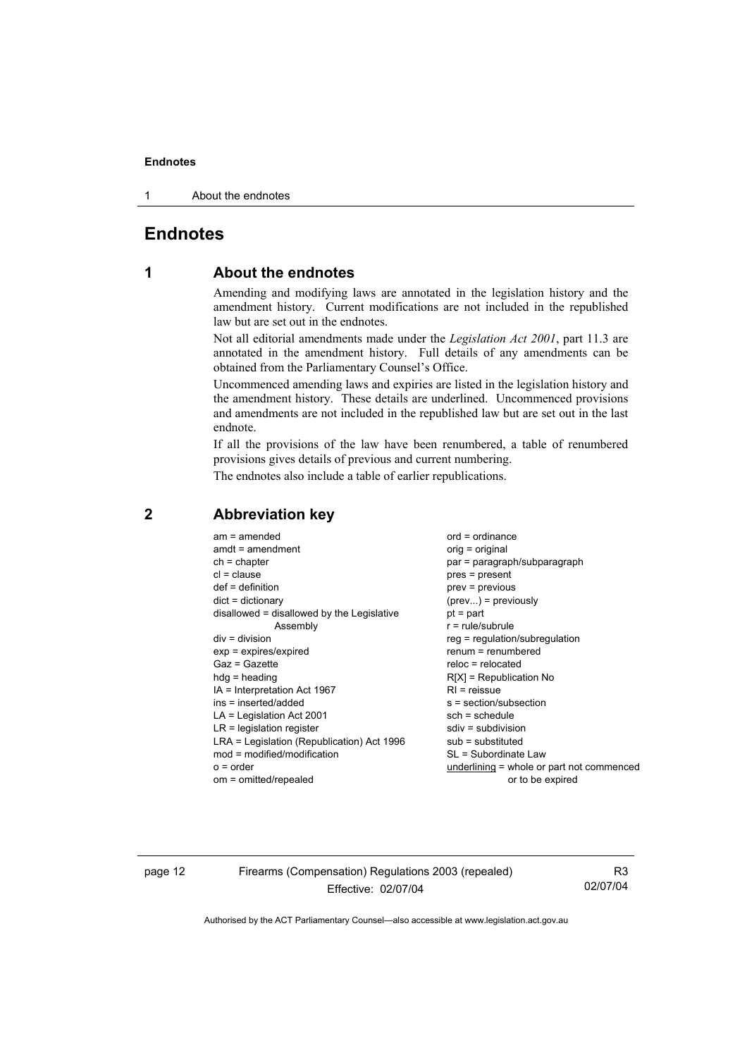# Endnotes

## 1 About the endnotes

Amending and modifying laws are annotated in the legislation history and the amendment history. Current modifications are not included in the republished law but are set out in the endnotes.

Not all editorial amendments made under the *Legislation Act 2001*, part 11.3 are annotated in the amendment history. Full details of any amendments can be obtained from the Parliamentary Counsel's Office.

Uncommenced amending laws and expiries are listed in the legislation history and the amendment history. These details are underlined. Uncommenced provisions and amendments are not included in the republished law but are set out in the last endnote.

If all the provisions of the law have been renumbered, a table of renumbered provisions gives details of previous and current numbering.

The endnotes also include a table of earlier republications.

## 2 Abbreviation key

am = amended
amdt = amendment
ch = chapter
cl = clause
def = definition
dict = dictionary
disallowed = disallowed by the Legislative Assembly
div = division
exp = expires/expired
Gaz = Gazette
hdg = heading
IA = Interpretation Act 1967
ins = inserted/added
LA = Legislation Act 2001
LR = legislation register
LRA = Legislation (Republication) Act 1996
mod = modified/modification
o = order
om = omitted/repealed
ord = ordinance
orig = original
par = paragraph/subparagraph
pres = present
prev = previous
(prev...) = previously
pt = part
r = rule/subrule
reg = regulation/subregulation
renum = renumbered
reloc = relocated
R[X] = Republication No
RI = reissue
s = section/subsection
sch = schedule
sdiv = subdivision
sub = substituted
SL = Subordinate Law
<u>underlining</u> = whole or part not commenced or to be expired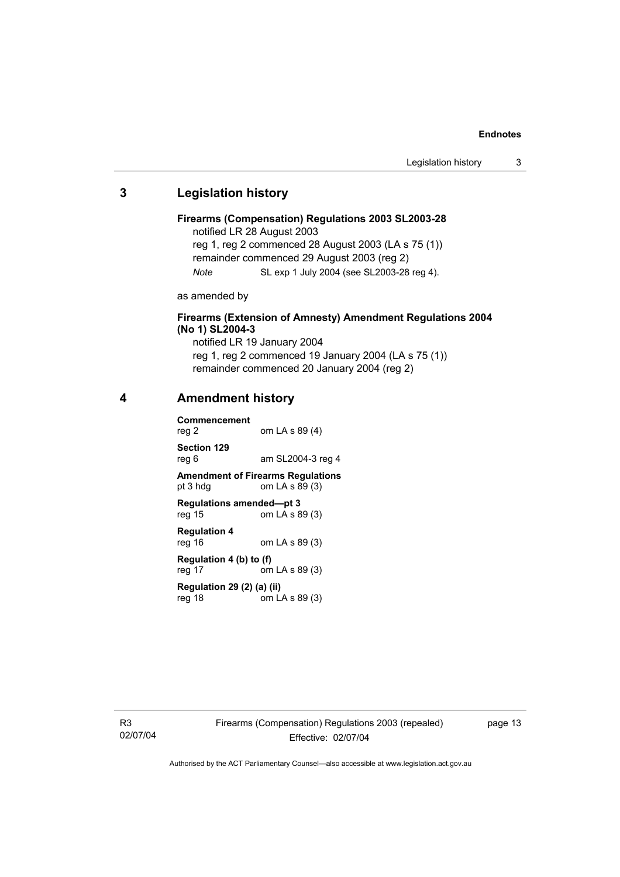## 3 Legislation history

**Firearms (Compensation) Regulations 2003 SL2003-28**

notified LR 28 August 2003

reg 1, reg 2 commenced 28 August 2003 (LA s 75 (1))

remainder commenced 29 August 2003 (reg 2)

*Note* SL exp 1 July 2004 (see SL2003-28 reg 4).

as amended by

**Firearms (Extension of Amnesty) Amendment Regulations 2004 (No 1) SL2004-3**

notified LR 19 January 2004

reg 1, reg 2 commenced 19 January 2004 (LA s 75 (1))

remainder commenced 20 January 2004 (reg 2)

## 4 Amendment history

**Commencement**
reg 2 om LA s 89 (4)

**Section 129**
reg 6 am SL2004-3 reg 4

**Amendment of Firearms Regulations**
pt 3 hdg om LA s 89 (3)

**Regulations amended—pt 3**
reg 15 om LA s 89 (3)

**Regulation 4**
reg 16 om LA s 89 (3)

**Regulation 4 (b) to (f)**
reg 17 om LA s 89 (3)

**Regulation 29 (2) (a) (ii)**
reg 18 om LA s 89 (3)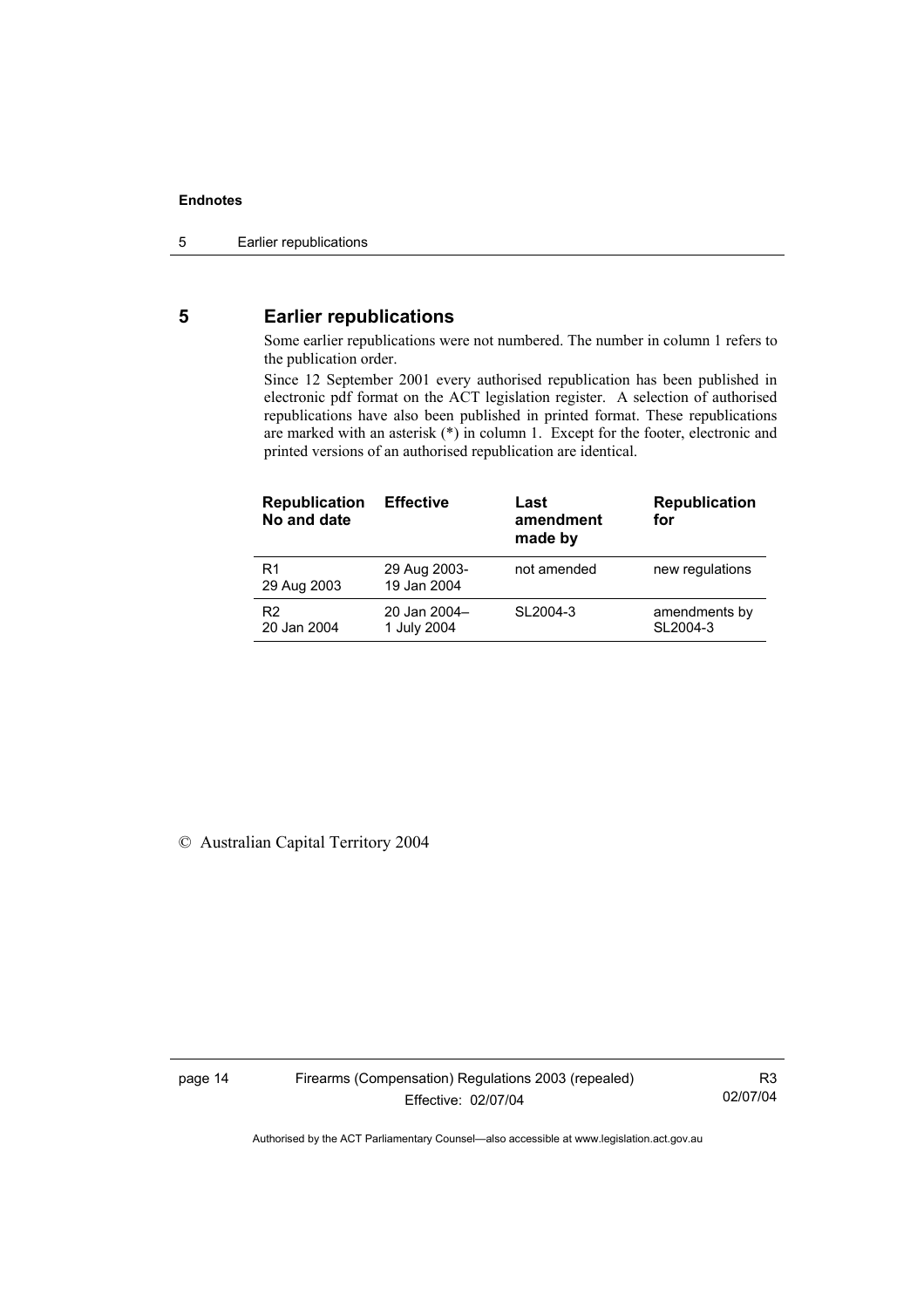## 5 Earlier republications

Some earlier republications were not numbered. The number in column 1 refers to the publication order.

Since 12 September 2001 every authorised republication has been published in electronic pdf format on the ACT legislation register. A selection of authorised republications have also been published in printed format. These republications are marked with an asterisk (*) in column 1. Except for the footer, electronic and printed versions of an authorised republication are identical.

| Republication No and date | Effective | Last amendment made by | Republication for |
|---|---|---|---|
| R1 29 Aug 2003 | 29 Aug 2003- 19 Jan 2004 | not amended | new regulations |
| R2 20 Jan 2004 | 20 Jan 2004– 1 July 2004 | SL2004-3 | amendments by SL2004-3 |

© Australian Capital Territory 2004